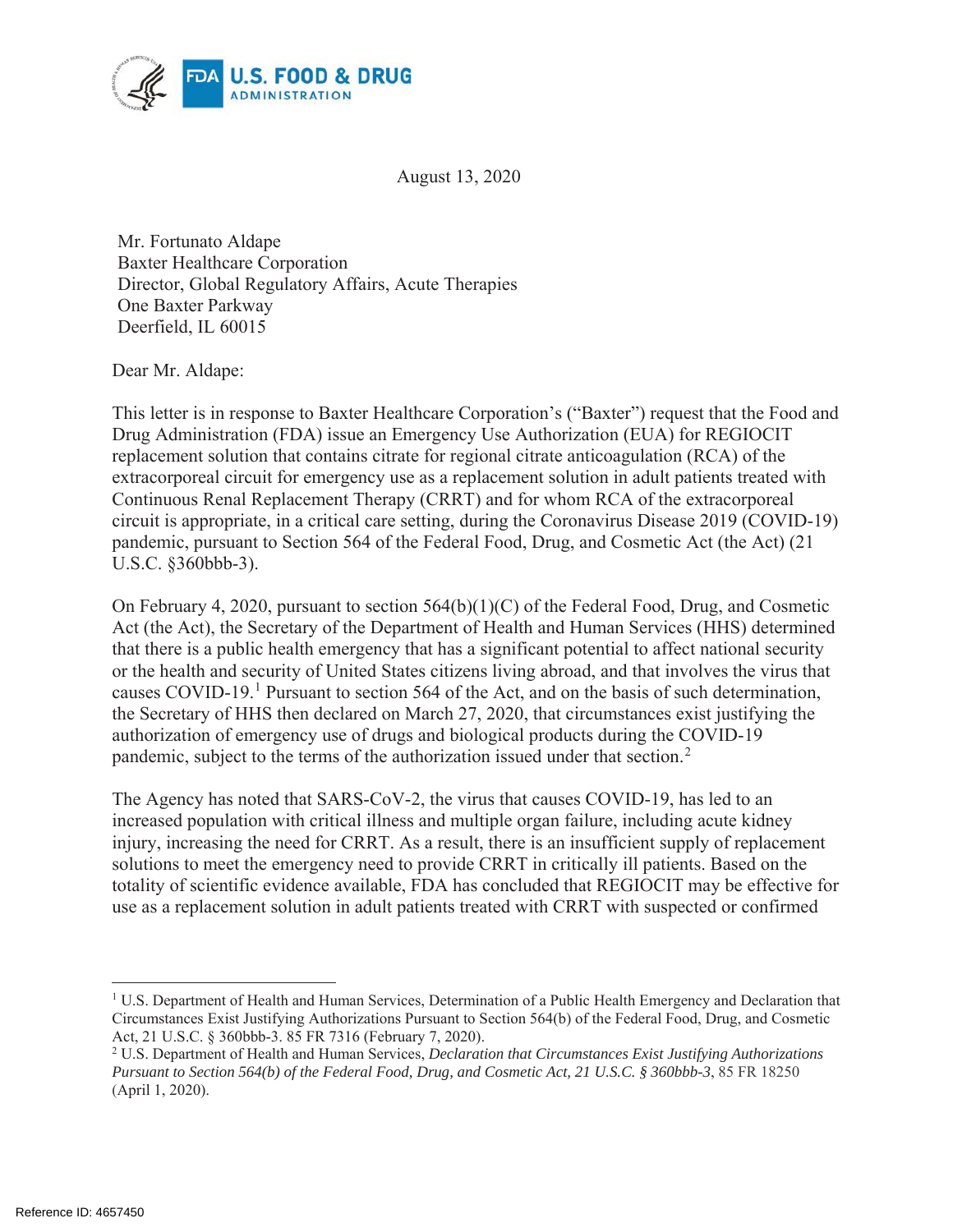August 13, 2020

Mr. Fortunato Aldape
Baxter Healthcare Corporation
Director, Global Regulatory Affairs, Acute Therapies
One Baxter Parkway
Deerfield, IL 60015

Dear Mr. Aldape:

This letter is in response to Baxter Healthcare Corporation's ("Baxter") request that the Food and Drug Administration (FDA) issue an Emergency Use Authorization (EUA) for REGIOCIT replacement solution that contains citrate for regional citrate anticoagulation (RCA) of the extracorporeal circuit for emergency use as a replacement solution in adult patients treated with Continuous Renal Replacement Therapy (CRRT) and for whom RCA of the extracorporeal circuit is appropriate, in a critical care setting, during the Coronavirus Disease 2019 (COVID-19) pandemic, pursuant to Section 564 of the Federal Food, Drug, and Cosmetic Act (the Act) (21 U.S.C. §360bbb-3).

On February 4, 2020, pursuant to section 564(b)(1)(C) of the Federal Food, Drug, and Cosmetic Act (the Act), the Secretary of the Department of Health and Human Services (HHS) determined that there is a public health emergency that has a significant potential to affect national security or the health and security of United States citizens living abroad, and that involves the virus that causes COVID-19.[1] Pursuant to section 564 of the Act, and on the basis of such determination, the Secretary of HHS then declared on March 27, 2020, that circumstances exist justifying the authorization of emergency use of drugs and biological products during the COVID-19 pandemic, subject to the terms of the authorization issued under that section.[2]

The Agency has noted that SARS-CoV-2, the virus that causes COVID-19, has led to an increased population with critical illness and multiple organ failure, including acute kidney injury, increasing the need for CRRT. As a result, there is an insufficient supply of replacement solutions to meet the emergency need to provide CRRT in critically ill patients. Based on the totality of scientific evidence available, FDA has concluded that REGIOCIT may be effective for use as a replacement solution in adult patients treated with CRRT with suspected or confirmed

[1] U.S. Department of Health and Human Services, Determination of a Public Health Emergency and Declaration that Circumstances Exist Justifying Authorizations Pursuant to Section 564(b) of the Federal Food, Drug, and Cosmetic Act, 21 U.S.C. § 360bbb-3. 85 FR 7316 (February 7, 2020).

[2] U.S. Department of Health and Human Services, *Declaration that Circumstances Exist Justifying Authorizations Pursuant to Section 564(b) of the Federal Food, Drug, and Cosmetic Act, 21 U.S.C. § 360bbb-3*, 85 FR 18250 (April 1, 2020).

Reference ID: 4657450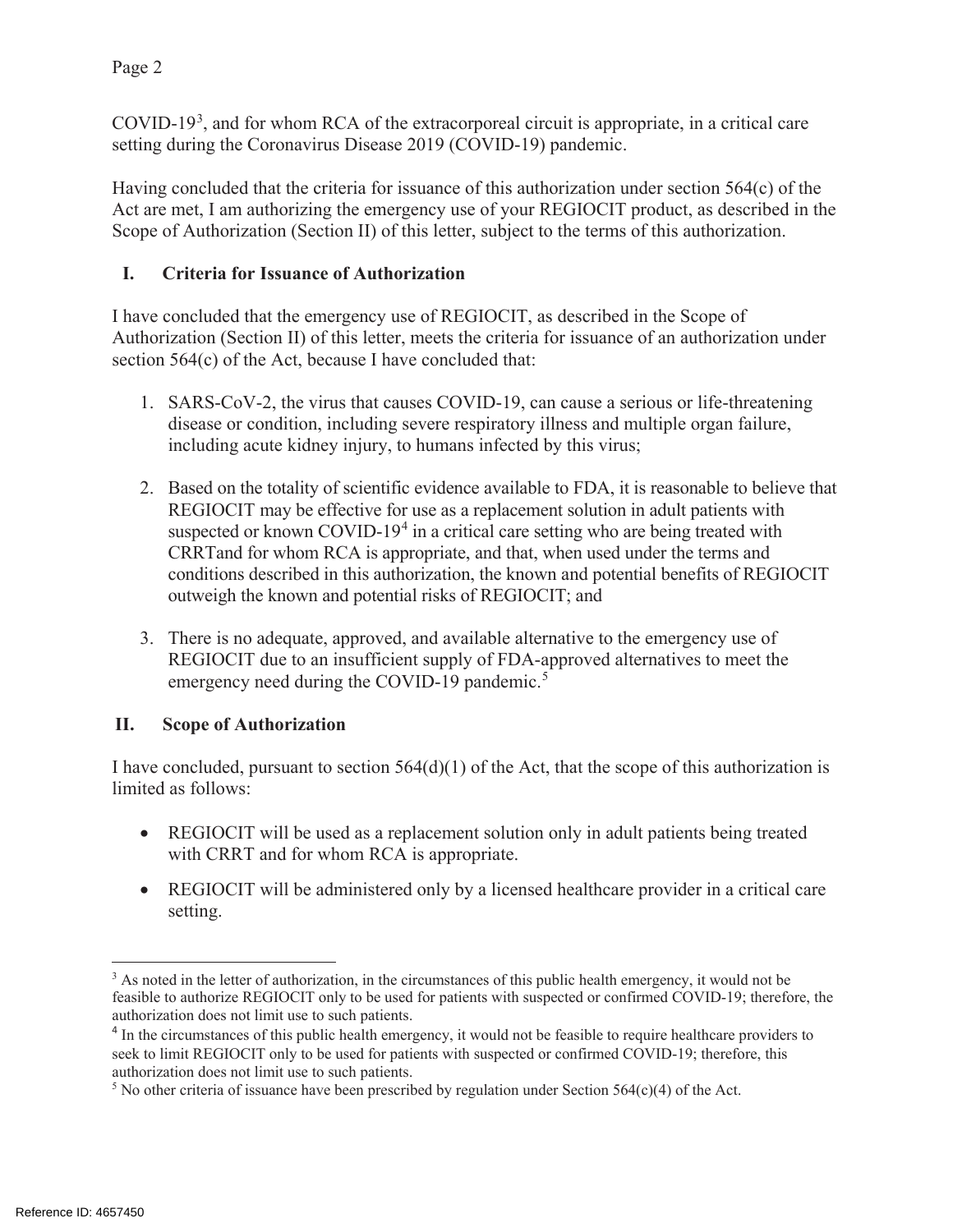COVID-19[3], and for whom RCA of the extracorporeal circuit is appropriate, in a critical care setting during the Coronavirus Disease 2019 (COVID-19) pandemic.

Having concluded that the criteria for issuance of this authorization under section 564(c) of the Act are met, I am authorizing the emergency use of your REGIOCIT product, as described in the Scope of Authorization (Section II) of this letter, subject to the terms of this authorization.

## I. Criteria for Issuance of Authorization

I have concluded that the emergency use of REGIOCIT, as described in the Scope of Authorization (Section II) of this letter, meets the criteria for issuance of an authorization under section 564(c) of the Act, because I have concluded that:

1. SARS-CoV-2, the virus that causes COVID-19, can cause a serious or life-threatening disease or condition, including severe respiratory illness and multiple organ failure, including acute kidney injury, to humans infected by this virus;

2. Based on the totality of scientific evidence available to FDA, it is reasonable to believe that REGIOCIT may be effective for use as a replacement solution in adult patients with suspected or known COVID-19[4] in a critical care setting who are being treated with CRRTand for whom RCA is appropriate, and that, when used under the terms and conditions described in this authorization, the known and potential benefits of REGIOCIT outweigh the known and potential risks of REGIOCIT; and

3. There is no adequate, approved, and available alternative to the emergency use of REGIOCIT due to an insufficient supply of FDA-approved alternatives to meet the emergency need during the COVID-19 pandemic.[5]

## II. Scope of Authorization

I have concluded, pursuant to section 564(d)(1) of the Act, that the scope of this authorization is limited as follows:

- REGIOCIT will be used as a replacement solution only in adult patients being treated with CRRT and for whom RCA is appropriate.

- REGIOCIT will be administered only by a licensed healthcare provider in a critical care setting.

---

[3] As noted in the letter of authorization, in the circumstances of this public health emergency, it would not be feasible to authorize REGIOCIT only to be used for patients with suspected or confirmed COVID-19; therefore, the authorization does not limit use to such patients.

[4] In the circumstances of this public health emergency, it would not be feasible to require healthcare providers to seek to limit REGIOCIT only to be used for patients with suspected or confirmed COVID-19; therefore, this authorization does not limit use to such patients.

[5] No other criteria of issuance have been prescribed by regulation under Section 564(c)(4) of the Act.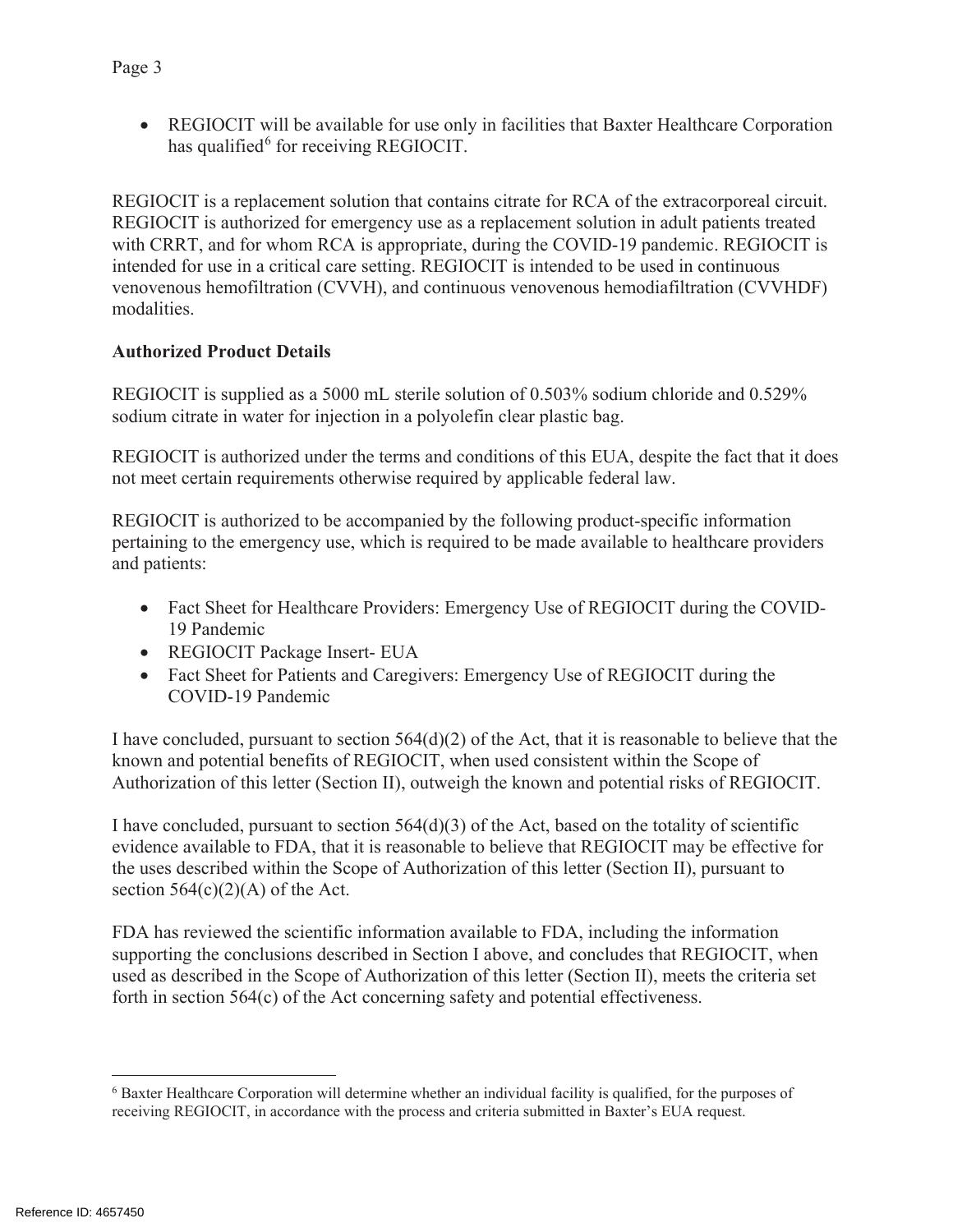- REGIOCIT will be available for use only in facilities that Baxter Healthcare Corporation has qualified[6] for receiving REGIOCIT.

REGIOCIT is a replacement solution that contains citrate for RCA of the extracorporeal circuit. REGIOCIT is authorized for emergency use as a replacement solution in adult patients treated with CRRT, and for whom RCA is appropriate, during the COVID-19 pandemic. REGIOCIT is intended for use in a critical care setting. REGIOCIT is intended to be used in continuous venovenous hemofiltration (CVVH), and continuous venovenous hemodiafiltration (CVVHDF) modalities.

**Authorized Product Details**

REGIOCIT is supplied as a 5000 mL sterile solution of 0.503% sodium chloride and 0.529% sodium citrate in water for injection in a polyolefin clear plastic bag.

REGIOCIT is authorized under the terms and conditions of this EUA, despite the fact that it does not meet certain requirements otherwise required by applicable federal law.

REGIOCIT is authorized to be accompanied by the following product-specific information pertaining to the emergency use, which is required to be made available to healthcare providers and patients:

- Fact Sheet for Healthcare Providers: Emergency Use of REGIOCIT during the COVID-19 Pandemic
- REGIOCIT Package Insert- EUA
- Fact Sheet for Patients and Caregivers: Emergency Use of REGIOCIT during the COVID-19 Pandemic

I have concluded, pursuant to section 564(d)(2) of the Act, that it is reasonable to believe that the known and potential benefits of REGIOCIT, when used consistent within the Scope of Authorization of this letter (Section II), outweigh the known and potential risks of REGIOCIT.

I have concluded, pursuant to section 564(d)(3) of the Act, based on the totality of scientific evidence available to FDA, that it is reasonable to believe that REGIOCIT may be effective for the uses described within the Scope of Authorization of this letter (Section II), pursuant to section 564(c)(2)(A) of the Act.

FDA has reviewed the scientific information available to FDA, including the information supporting the conclusions described in Section I above, and concludes that REGIOCIT, when used as described in the Scope of Authorization of this letter (Section II), meets the criteria set forth in section 564(c) of the Act concerning safety and potential effectiveness.

---

[6] Baxter Healthcare Corporation will determine whether an individual facility is qualified, for the purposes of receiving REGIOCIT, in accordance with the process and criteria submitted in Baxter's EUA request.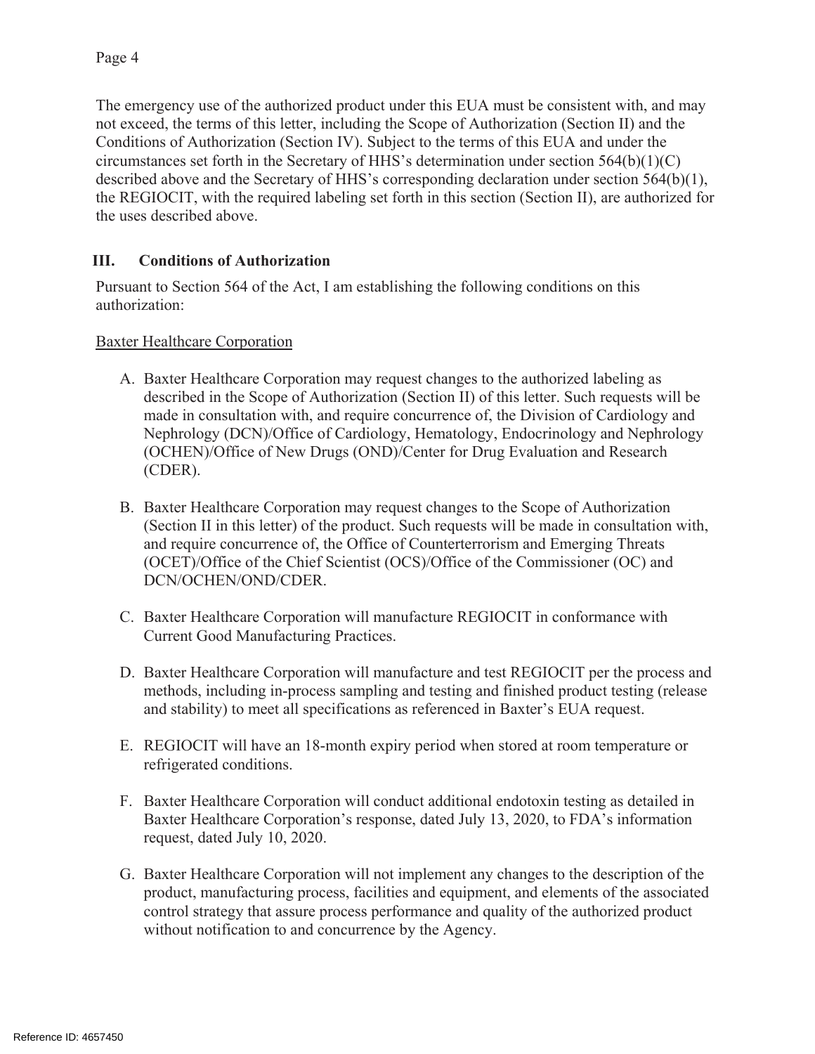The emergency use of the authorized product under this EUA must be consistent with, and may not exceed, the terms of this letter, including the Scope of Authorization (Section II) and the Conditions of Authorization (Section IV). Subject to the terms of this EUA and under the circumstances set forth in the Secretary of HHS's determination under section 564(b)(1)(C) described above and the Secretary of HHS's corresponding declaration under section 564(b)(1), the REGIOCIT, with the required labeling set forth in this section (Section II), are authorized for the uses described above.

## III. Conditions of Authorization

Pursuant to Section 564 of the Act, I am establishing the following conditions on this authorization:

Baxter Healthcare Corporation

A. Baxter Healthcare Corporation may request changes to the authorized labeling as described in the Scope of Authorization (Section II) of this letter. Such requests will be made in consultation with, and require concurrence of, the Division of Cardiology and Nephrology (DCN)/Office of Cardiology, Hematology, Endocrinology and Nephrology (OCHEN)/Office of New Drugs (OND)/Center for Drug Evaluation and Research (CDER).

B. Baxter Healthcare Corporation may request changes to the Scope of Authorization (Section II in this letter) of the product. Such requests will be made in consultation with, and require concurrence of, the Office of Counterterrorism and Emerging Threats (OCET)/Office of the Chief Scientist (OCS)/Office of the Commissioner (OC) and DCN/OCHEN/OND/CDER.

C. Baxter Healthcare Corporation will manufacture REGIOCIT in conformance with Current Good Manufacturing Practices.

D. Baxter Healthcare Corporation will manufacture and test REGIOCIT per the process and methods, including in-process sampling and testing and finished product testing (release and stability) to meet all specifications as referenced in Baxter's EUA request.

E. REGIOCIT will have an 18-month expiry period when stored at room temperature or refrigerated conditions.

F. Baxter Healthcare Corporation will conduct additional endotoxin testing as detailed in Baxter Healthcare Corporation's response, dated July 13, 2020, to FDA's information request, dated July 10, 2020.

G. Baxter Healthcare Corporation will not implement any changes to the description of the product, manufacturing process, facilities and equipment, and elements of the associated control strategy that assure process performance and quality of the authorized product without notification to and concurrence by the Agency.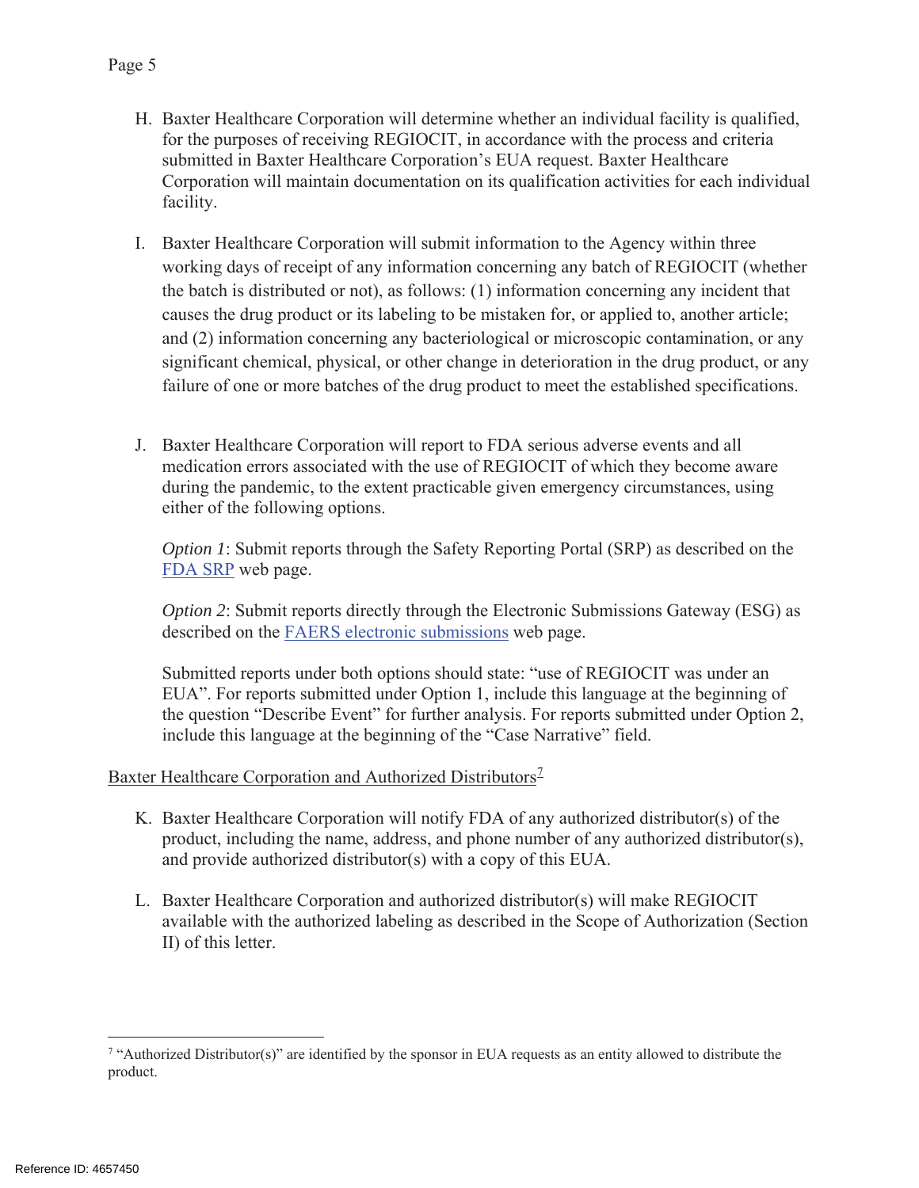H. Baxter Healthcare Corporation will determine whether an individual facility is qualified, for the purposes of receiving REGIOCIT, in accordance with the process and criteria submitted in Baxter Healthcare Corporation's EUA request. Baxter Healthcare Corporation will maintain documentation on its qualification activities for each individual facility.

I. Baxter Healthcare Corporation will submit information to the Agency within three working days of receipt of any information concerning any batch of REGIOCIT (whether the batch is distributed or not), as follows: (1) information concerning any incident that causes the drug product or its labeling to be mistaken for, or applied to, another article; and (2) information concerning any bacteriological or microscopic contamination, or any significant chemical, physical, or other change in deterioration in the drug product, or any failure of one or more batches of the drug product to meet the established specifications.

J. Baxter Healthcare Corporation will report to FDA serious adverse events and all medication errors associated with the use of REGIOCIT of which they become aware during the pandemic, to the extent practicable given emergency circumstances, using either of the following options.

   *Option 1*: Submit reports through the Safety Reporting Portal (SRP) as described on the FDA SRP web page.

   *Option 2*: Submit reports directly through the Electronic Submissions Gateway (ESG) as described on the FAERS electronic submissions web page.

   Submitted reports under both options should state: "use of REGIOCIT was under an EUA". For reports submitted under Option 1, include this language at the beginning of the question "Describe Event" for further analysis. For reports submitted under Option 2, include this language at the beginning of the "Case Narrative" field.

Baxter Healthcare Corporation and Authorized Distributors[7]

K. Baxter Healthcare Corporation will notify FDA of any authorized distributor(s) of the product, including the name, address, and phone number of any authorized distributor(s), and provide authorized distributor(s) with a copy of this EUA.

L. Baxter Healthcare Corporation and authorized distributor(s) will make REGIOCIT available with the authorized labeling as described in the Scope of Authorization (Section II) of this letter.

[7] "Authorized Distributor(s)" are identified by the sponsor in EUA requests as an entity allowed to distribute the product.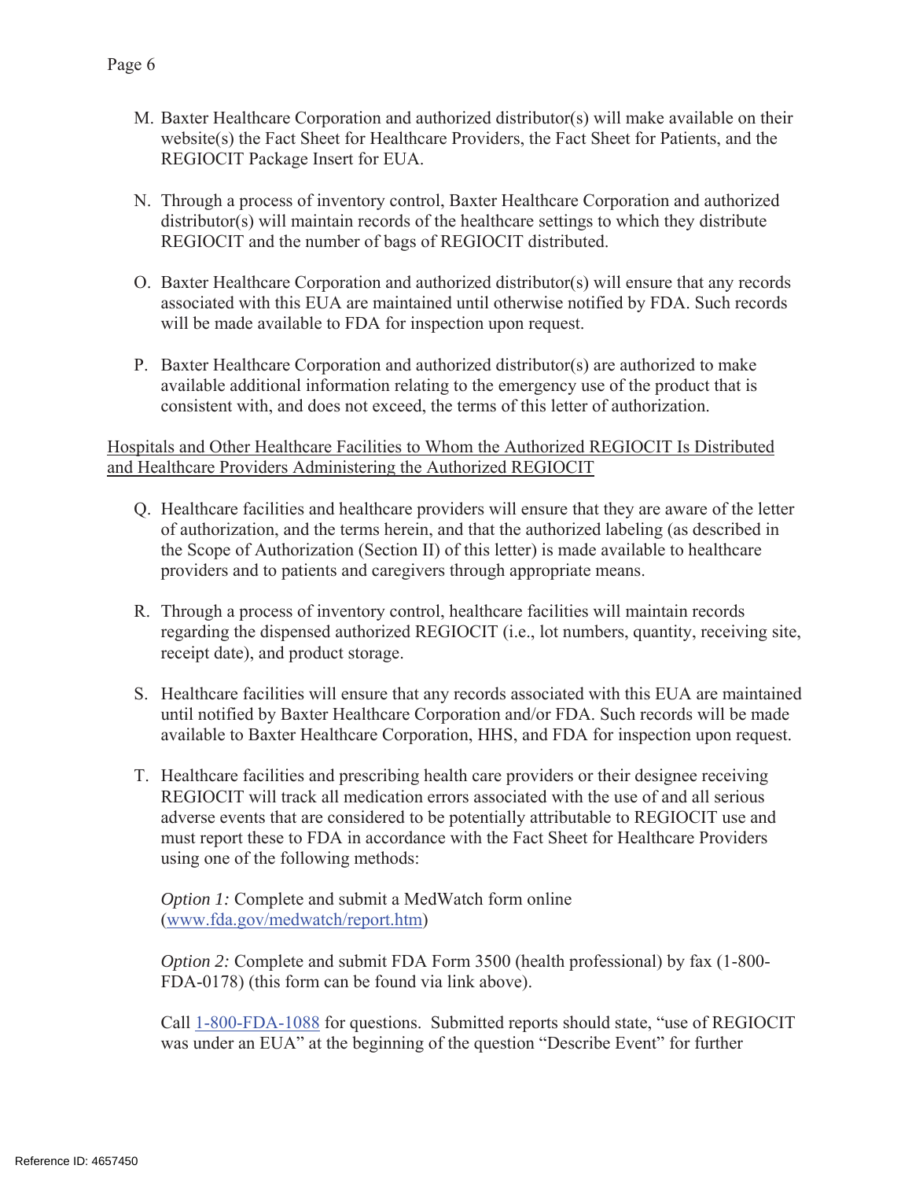M. Baxter Healthcare Corporation and authorized distributor(s) will make available on their website(s) the Fact Sheet for Healthcare Providers, the Fact Sheet for Patients, and the REGIOCIT Package Insert for EUA.

N. Through a process of inventory control, Baxter Healthcare Corporation and authorized distributor(s) will maintain records of the healthcare settings to which they distribute REGIOCIT and the number of bags of REGIOCIT distributed.

O. Baxter Healthcare Corporation and authorized distributor(s) will ensure that any records associated with this EUA are maintained until otherwise notified by FDA. Such records will be made available to FDA for inspection upon request.

P. Baxter Healthcare Corporation and authorized distributor(s) are authorized to make available additional information relating to the emergency use of the product that is consistent with, and does not exceed, the terms of this letter of authorization.

<u>Hospitals and Other Healthcare Facilities to Whom the Authorized REGIOCIT Is Distributed and Healthcare Providers Administering the Authorized REGIOCIT</u>

Q. Healthcare facilities and healthcare providers will ensure that they are aware of the letter of authorization, and the terms herein, and that the authorized labeling (as described in the Scope of Authorization (Section II) of this letter) is made available to healthcare providers and to patients and caregivers through appropriate means.

R. Through a process of inventory control, healthcare facilities will maintain records regarding the dispensed authorized REGIOCIT (i.e., lot numbers, quantity, receiving site, receipt date), and product storage.

S. Healthcare facilities will ensure that any records associated with this EUA are maintained until notified by Baxter Healthcare Corporation and/or FDA. Such records will be made available to Baxter Healthcare Corporation, HHS, and FDA for inspection upon request.

T. Healthcare facilities and prescribing health care providers or their designee receiving REGIOCIT will track all medication errors associated with the use of and all serious adverse events that are considered to be potentially attributable to REGIOCIT use and must report these to FDA in accordance with the Fact Sheet for Healthcare Providers using one of the following methods:

   *Option 1:* Complete and submit a MedWatch form online (www.fda.gov/medwatch/report.htm)

   *Option 2:* Complete and submit FDA Form 3500 (health professional) by fax (1-800-FDA-0178) (this form can be found via link above).

   Call 1-800-FDA-1088 for questions. Submitted reports should state, "use of REGIOCIT was under an EUA" at the beginning of the question "Describe Event" for further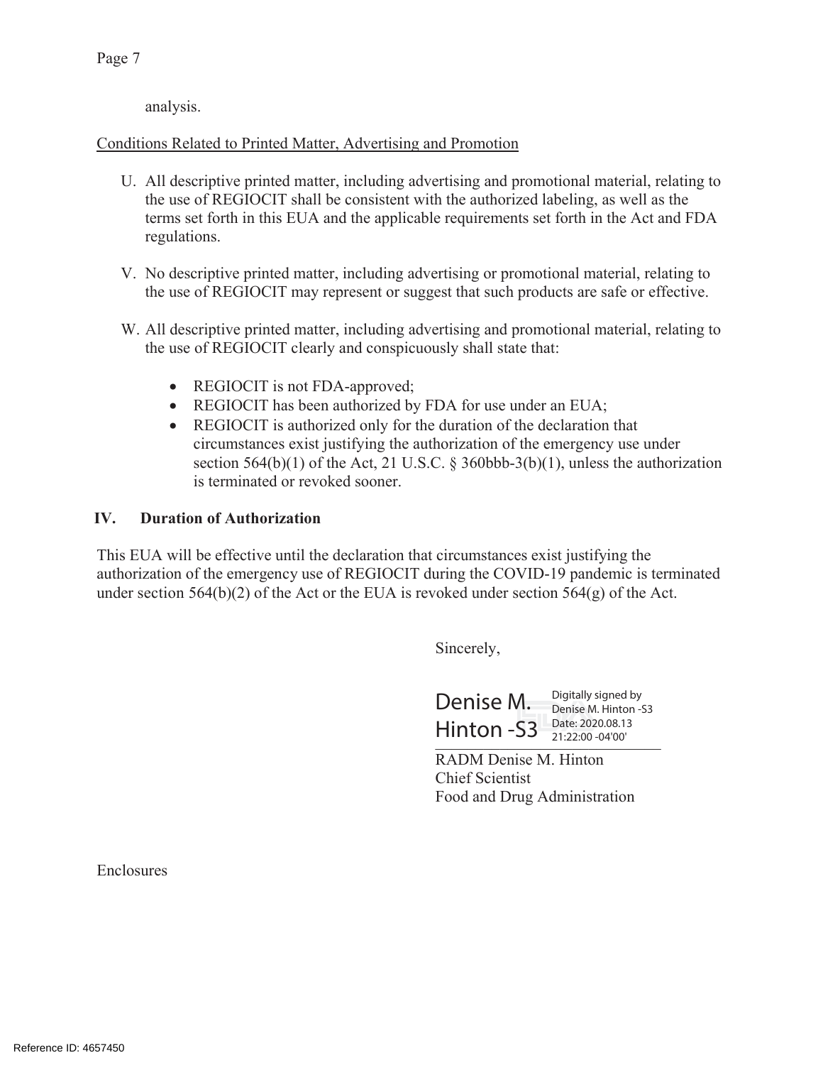analysis.

Conditions Related to Printed Matter, Advertising and Promotion

U. All descriptive printed matter, including advertising and promotional material, relating to the use of REGIOCIT shall be consistent with the authorized labeling, as well as the terms set forth in this EUA and the applicable requirements set forth in the Act and FDA regulations.

V. No descriptive printed matter, including advertising or promotional material, relating to the use of REGIOCIT may represent or suggest that such products are safe or effective.

W. All descriptive printed matter, including advertising and promotional material, relating to the use of REGIOCIT clearly and conspicuously shall state that:

- REGIOCIT is not FDA-approved;
- REGIOCIT has been authorized by FDA for use under an EUA;
- REGIOCIT is authorized only for the duration of the declaration that circumstances exist justifying the authorization of the emergency use under section 564(b)(1) of the Act, 21 U.S.C. § 360bbb-3(b)(1), unless the authorization is terminated or revoked sooner.

## IV. Duration of Authorization

This EUA will be effective until the declaration that circumstances exist justifying the authorization of the emergency use of REGIOCIT during the COVID-19 pandemic is terminated under section 564(b)(2) of the Act or the EUA is revoked under section 564(g) of the Act.

Sincerely,

Denise M. Hinton -S3
Digitally signed by Denise M. Hinton -S3
Date: 2020.08.13 21:22:00 -04'00'

RADM Denise M. Hinton
Chief Scientist
Food and Drug Administration

Enclosures

Reference ID: 4657450